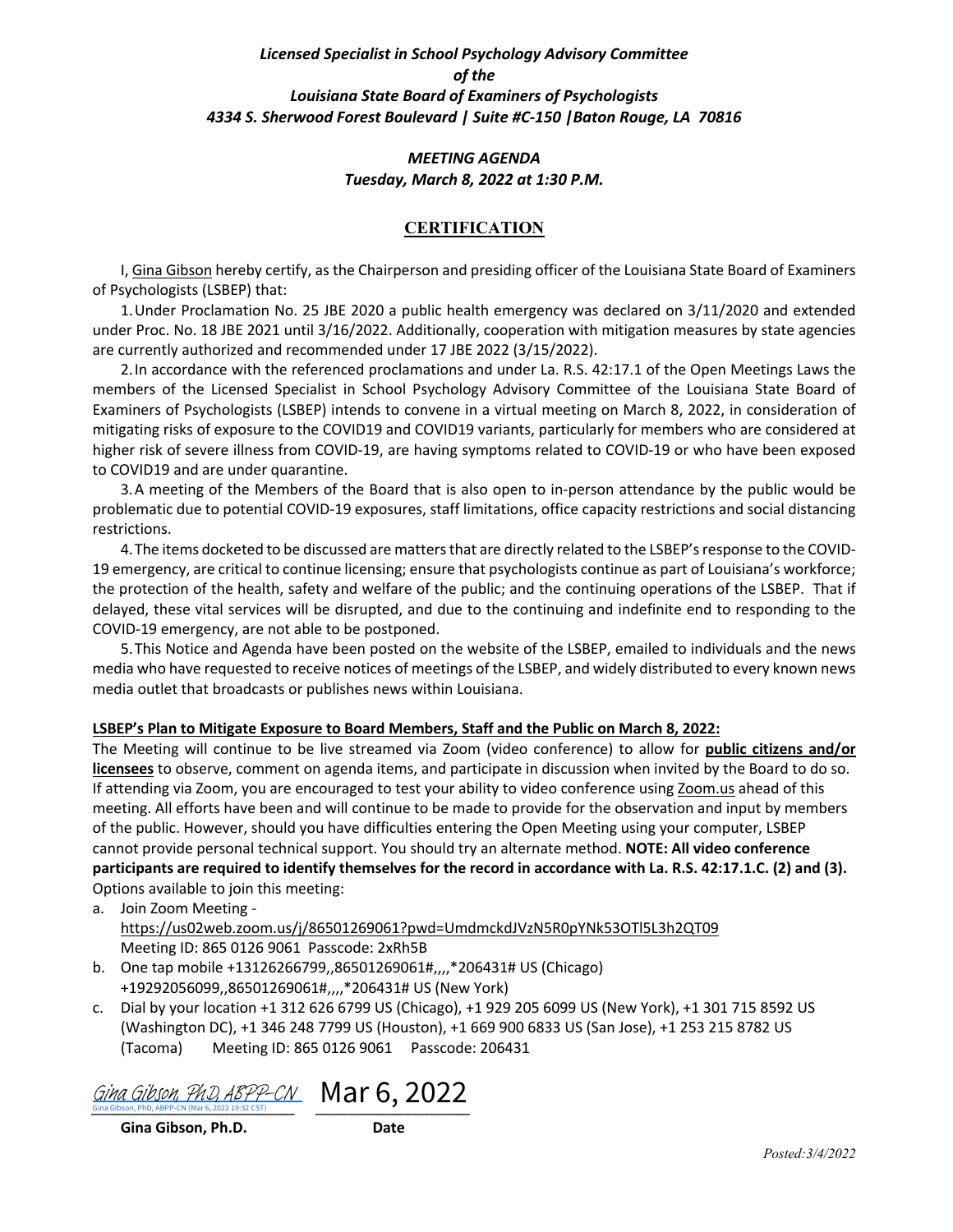***Licensed Specialist in School Psychology Advisory Committee***
***of the***
***Louisiana State Board of Examiners of Psychologists***
***4334 S. Sherwood Forest Boulevard | Suite #C-150 |Baton Rouge, LA 70816***

***MEETING AGENDA***
***Tuesday, March 8, 2022 at 1:30 P.M.***

## CERTIFICATION

I, Gina Gibson hereby certify, as the Chairperson and presiding officer of the Louisiana State Board of Examiners of Psychologists (LSBEP) that:

1. Under Proclamation No. 25 JBE 2020 a public health emergency was declared on 3/11/2020 and extended under Proc. No. 18 JBE 2021 until 3/16/2022. Additionally, cooperation with mitigation measures by state agencies are currently authorized and recommended under 17 JBE 2022 (3/15/2022).
2. In accordance with the referenced proclamations and under La. R.S. 42:17.1 of the Open Meetings Laws the members of the Licensed Specialist in School Psychology Advisory Committee of the Louisiana State Board of Examiners of Psychologists (LSBEP) intends to convene in a virtual meeting on March 8, 2022, in consideration of mitigating risks of exposure to the COVID19 and COVID19 variants, particularly for members who are considered at higher risk of severe illness from COVID-19, are having symptoms related to COVID-19 or who have been exposed to COVID19 and are under quarantine.
3. A meeting of the Members of the Board that is also open to in-person attendance by the public would be problematic due to potential COVID-19 exposures, staff limitations, office capacity restrictions and social distancing restrictions.
4. The items docketed to be discussed are matters that are directly related to the LSBEP's response to the COVID-19 emergency, are critical to continue licensing; ensure that psychologists continue as part of Louisiana's workforce; the protection of the health, safety and welfare of the public; and the continuing operations of the LSBEP. That if delayed, these vital services will be disrupted, and due to the continuing and indefinite end to responding to the COVID-19 emergency, are not able to be postponed.
5. This Notice and Agenda have been posted on the website of the LSBEP, emailed to individuals and the news media who have requested to receive notices of meetings of the LSBEP, and widely distributed to every known news media outlet that broadcasts or publishes news within Louisiana.

**LSBEP's Plan to Mitigate Exposure to Board Members, Staff and the Public on March 8, 2022:**

The Meeting will continue to be live streamed via Zoom (video conference) to allow for **public citizens and/or licensees** to observe, comment on agenda items, and participate in discussion when invited by the Board to do so. If attending via Zoom, you are encouraged to test your ability to video conference using Zoom.us ahead of this meeting. All efforts have been and will continue to be made to provide for the observation and input by members of the public. However, should you have difficulties entering the Open Meeting using your computer, LSBEP cannot provide personal technical support. You should try an alternate method. **NOTE: All video conference participants are required to identify themselves for the record in accordance with La. R.S. 42:17.1.C. (2) and (3).** Options available to join this meeting:

a. Join Zoom Meeting - https://us02web.zoom.us/j/86501269061?pwd=UmdmckdJVzN5R0pYNk53OTl5L3h2QT09
   Meeting ID: 865 0126 9061 Passcode: 2xRh5B
b. One tap mobile +13126266799,,86501269061#,,,,*206431# US (Chicago)
   +19292056099,,86501269061#,,,,*206431# US (New York)
c. Dial by your location +1 312 626 6799 US (Chicago), +1 929 205 6099 US (New York), +1 301 715 8592 US (Washington DC), +1 346 248 7799 US (Houston), +1 669 900 6833 US (San Jose), +1 253 215 8782 US (Tacoma) Meeting ID: 865 0126 9061 Passcode: 206431

Gina Gibson, PhD, ABPP-CN (Mar 6, 2022 19:32 CST) Mar 6, 2022

**Gina Gibson, Ph.D.** **Date**

*Posted:3/4/2022*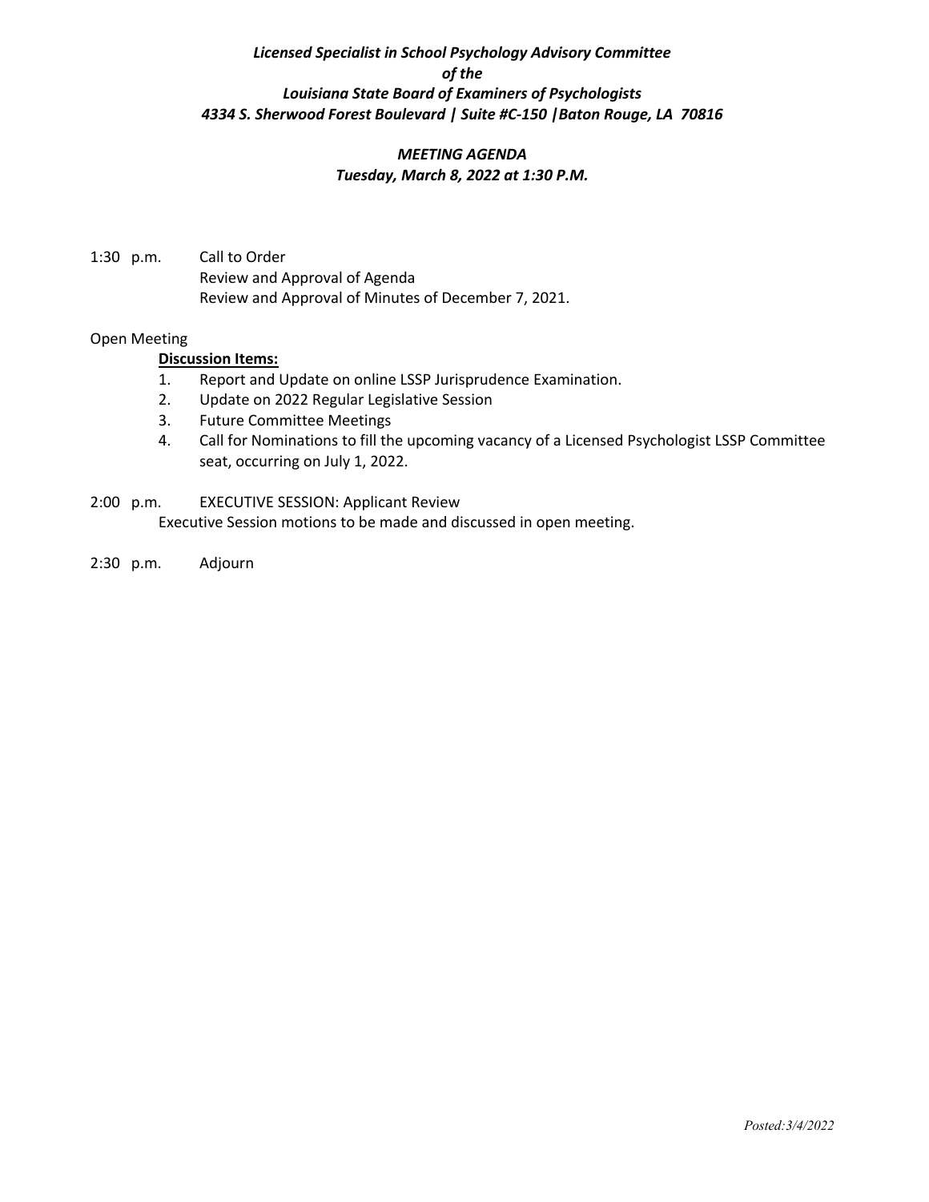***Licensed Specialist in School Psychology Advisory Committee***
***of the***
***Louisiana State Board of Examiners of Psychologists***
***4334 S. Sherwood Forest Boulevard | Suite #C-150 |Baton Rouge, LA 70816***

***MEETING AGENDA***
***Tuesday, March 8, 2022 at 1:30 P.M.***

1:30 p.m. Call to Order
Review and Approval of Agenda
Review and Approval of Minutes of December 7, 2021.

Open Meeting

**Discussion Items:**

1. Report and Update on online LSSP Jurisprudence Examination.
2. Update on 2022 Regular Legislative Session
3. Future Committee Meetings
4. Call for Nominations to fill the upcoming vacancy of a Licensed Psychologist LSSP Committee seat, occurring on July 1, 2022.

2:00 p.m. EXECUTIVE SESSION: Applicant Review
Executive Session motions to be made and discussed in open meeting.

2:30 p.m. Adjourn

*Posted:3/4/2022*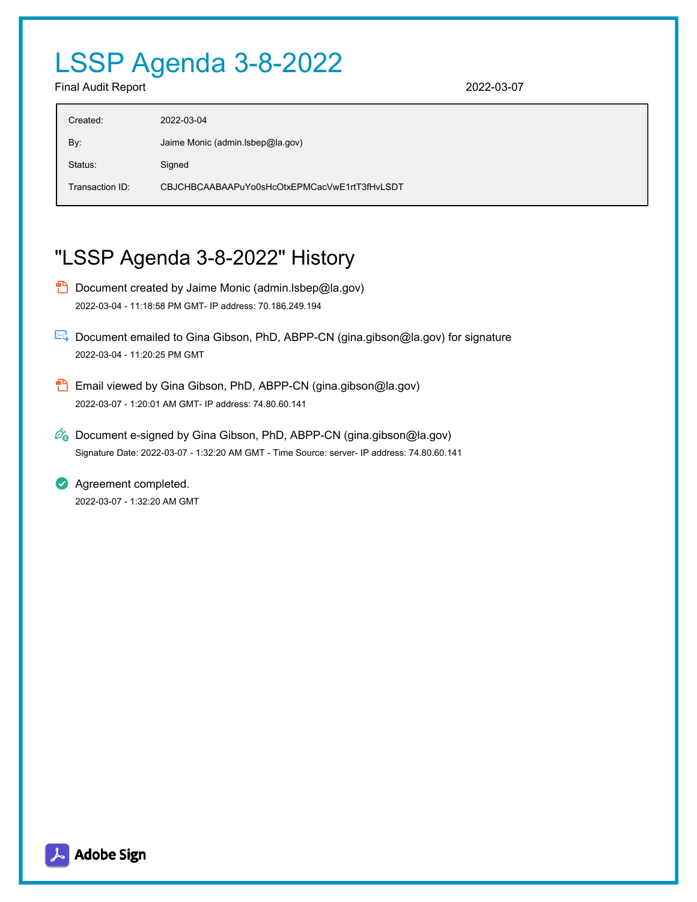# LSSP Agenda 3-8-2022

Final Audit Report 2022-03-07

| | |
|---|---|
| Created: | 2022-03-04 |
| By: | Jaime Monic (admin.lsbep@la.gov) |
| Status: | Signed |
| Transaction ID: | CBJCHBCAABAAPuYo0sHcOtxEPMCacVwE1rtT3fHvLSDT |

## "LSSP Agenda 3-8-2022" History

- Document created by Jaime Monic (admin.lsbep@la.gov)
  2022-03-04 - 11:18:58 PM GMT- IP address: 70.186.249.194

- Document emailed to Gina Gibson, PhD, ABPP-CN (gina.gibson@la.gov) for signature
  2022-03-04 - 11:20:25 PM GMT

- Email viewed by Gina Gibson, PhD, ABPP-CN (gina.gibson@la.gov)
  2022-03-07 - 1:20:01 AM GMT- IP address: 74.80.60.141

- Document e-signed by Gina Gibson, PhD, ABPP-CN (gina.gibson@la.gov)
  Signature Date: 2022-03-07 - 1:32:20 AM GMT - Time Source: server- IP address: 74.80.60.141

- Agreement completed.
  2022-03-07 - 1:32:20 AM GMT

Adobe Sign